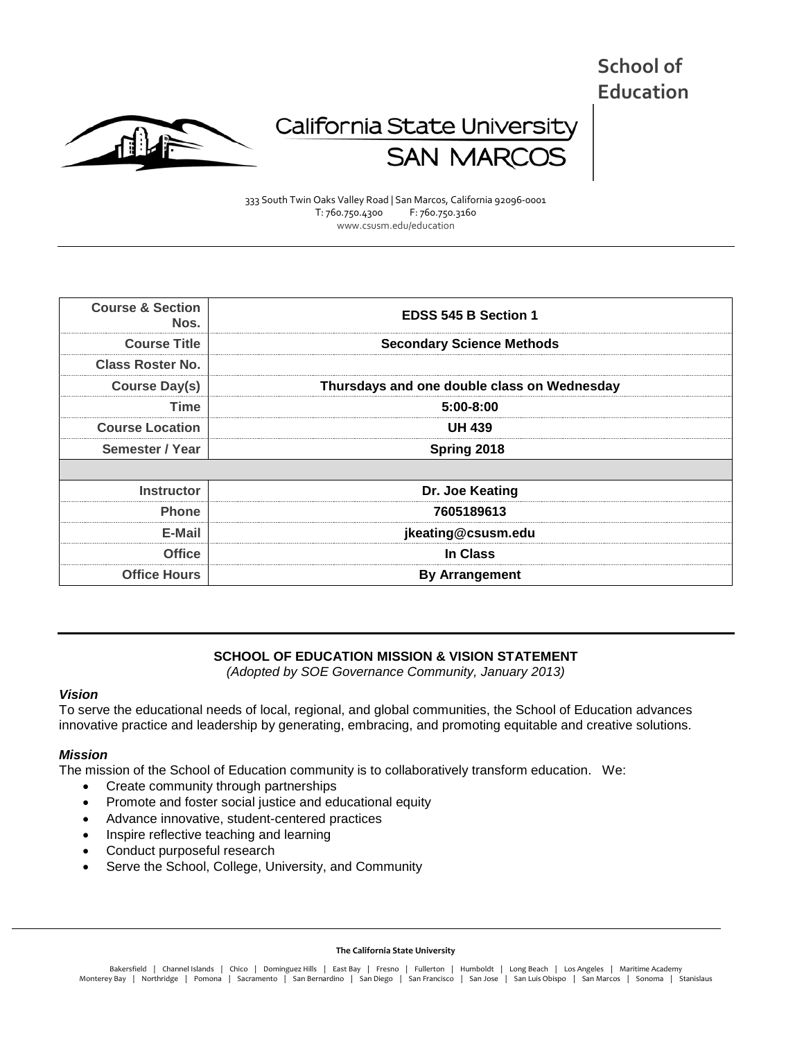**School of Education**

California State University
SAN MARCOS

333 South Twin Oaks Valley Road | San Marcos, California 92096-0001
T: 760.750.4300 F: 760.750.3160
www.csusm.edu/education

| | |
|---|---|
| **Course & Section Nos.** | **EDSS 545 B Section 1** |
| **Course Title** | **Secondary Science Methods** |
| **Class Roster No.** | |
| **Course Day(s)** | **Thursdays and one double class on Wednesday** |
| **Time** | **5:00-8:00** |
| **Course Location** | **UH 439** |
| **Semester / Year** | **Spring 2018** |
| | |
| **Instructor** | **Dr. Joe Keating** |
| **Phone** | **7605189613** |
| **E-Mail** | **jkeating@csusm.edu** |
| **Office** | **In Class** |
| **Office Hours** | **By Arrangement** |

## SCHOOL OF EDUCATION MISSION & VISION STATEMENT

*(Adopted by SOE Governance Community, January 2013)*

### *Vision*

To serve the educational needs of local, regional, and global communities, the School of Education advances innovative practice and leadership by generating, embracing, and promoting equitable and creative solutions.

### *Mission*

The mission of the School of Education community is to collaboratively transform education. We:

- Create community through partnerships
- Promote and foster social justice and educational equity
- Advance innovative, student-centered practices
- Inspire reflective teaching and learning
- Conduct purposeful research
- Serve the School, College, University, and Community

**The California State University**

Bakersfield | Channel Islands | Chico | Dominguez Hills | East Bay | Fresno | Fullerton | Humboldt | Long Beach | Los Angeles | Maritime Academy
Monterey Bay | Northridge | Pomona | Sacramento | San Bernardino | San Diego | San Francisco | San Jose | San Luis Obispo | San Marcos | Sonoma | Stanislaus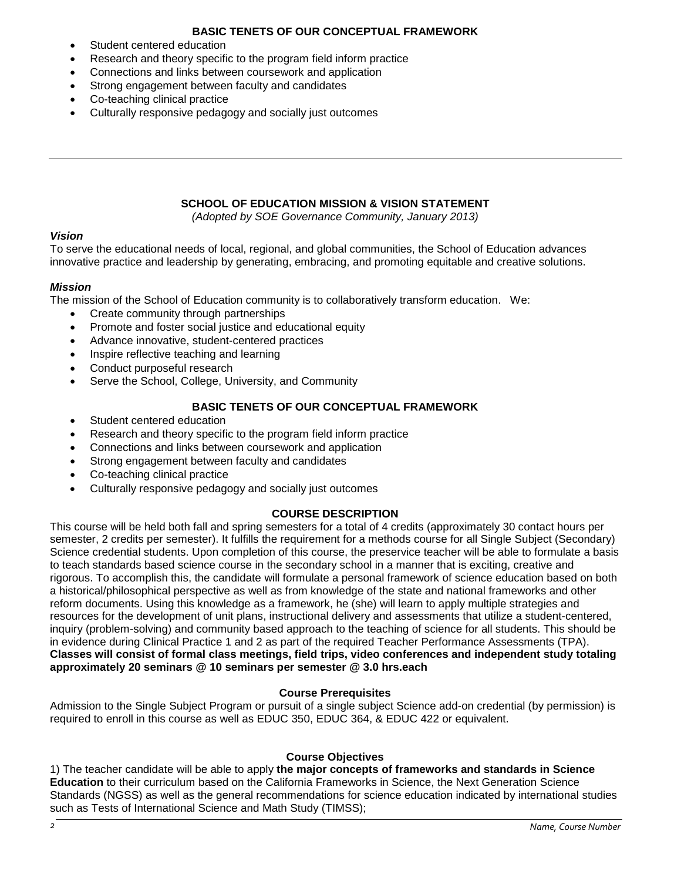### BASIC TENETS OF OUR CONCEPTUAL FRAMEWORK

- Student centered education
- Research and theory specific to the program field inform practice
- Connections and links between coursework and application
- Strong engagement between faculty and candidates
- Co-teaching clinical practice
- Culturally responsive pedagogy and socially just outcomes

---

### SCHOOL OF EDUCATION MISSION & VISION STATEMENT

*(Adopted by SOE Governance Community, January 2013)*

***Vision***

To serve the educational needs of local, regional, and global communities, the School of Education advances innovative practice and leadership by generating, embracing, and promoting equitable and creative solutions.

***Mission***

The mission of the School of Education community is to collaboratively transform education. We:

- Create community through partnerships
- Promote and foster social justice and educational equity
- Advance innovative, student-centered practices
- Inspire reflective teaching and learning
- Conduct purposeful research
- Serve the School, College, University, and Community

### BASIC TENETS OF OUR CONCEPTUAL FRAMEWORK

- Student centered education
- Research and theory specific to the program field inform practice
- Connections and links between coursework and application
- Strong engagement between faculty and candidates
- Co-teaching clinical practice
- Culturally responsive pedagogy and socially just outcomes

### COURSE DESCRIPTION

This course will be held both fall and spring semesters for a total of 4 credits (approximately 30 contact hours per semester, 2 credits per semester). It fulfills the requirement for a methods course for all Single Subject (Secondary) Science credential students. Upon completion of this course, the preservice teacher will be able to formulate a basis to teach standards based science course in the secondary school in a manner that is exciting, creative and rigorous. To accomplish this, the candidate will formulate a personal framework of science education based on both a historical/philosophical perspective as well as from knowledge of the state and national frameworks and other reform documents. Using this knowledge as a framework, he (she) will learn to apply multiple strategies and resources for the development of unit plans, instructional delivery and assessments that utilize a student-centered, inquiry (problem-solving) and community based approach to the teaching of science for all students. This should be in evidence during Clinical Practice 1 and 2 as part of the required Teacher Performance Assessments (TPA). **Classes will consist of formal class meetings, field trips, video conferences and independent study totaling approximately 20 seminars @ 10 seminars per semester @ 3.0 hrs.each**

### Course Prerequisites

Admission to the Single Subject Program or pursuit of a single subject Science add-on credential (by permission) is required to enroll in this course as well as EDUC 350, EDUC 364, & EDUC 422 or equivalent.

### Course Objectives

1) The teacher candidate will be able to apply **the major concepts of frameworks and standards in Science Education** to their curriculum based on the California Frameworks in Science, the Next Generation Science Standards (NGSS) as well as the general recommendations for science education indicated by international studies such as Tests of International Science and Math Study (TIMSS);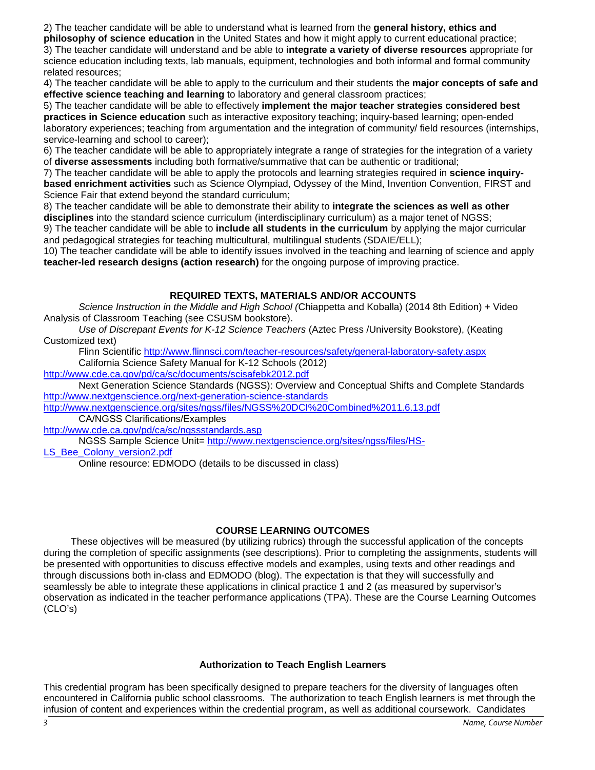2) The teacher candidate will be able to understand what is learned from the **general history, ethics and philosophy of science education** in the United States and how it might apply to current educational practice;
3) The teacher candidate will understand and be able to **integrate a variety of diverse resources** appropriate for science education including texts, lab manuals, equipment, technologies and both informal and formal community related resources;
4) The teacher candidate will be able to apply to the curriculum and their students the **major concepts of safe and effective science teaching and learning** to laboratory and general classroom practices;
5) The teacher candidate will be able to effectively **implement the major teacher strategies considered best practices in Science education** such as interactive expository teaching; inquiry-based learning; open-ended laboratory experiences; teaching from argumentation and the integration of community/ field resources (internships, service-learning and school to career);
6) The teacher candidate will be able to appropriately integrate a range of strategies for the integration of a variety of **diverse assessments** including both formative/summative that can be authentic or traditional;
7) The teacher candidate will be able to apply the protocols and learning strategies required in **science inquiry-based enrichment activities** such as Science Olympiad, Odyssey of the Mind, Invention Convention, FIRST and Science Fair that extend beyond the standard curriculum;
8) The teacher candidate will be able to demonstrate their ability to **integrate the sciences as well as other disciplines** into the standard science curriculum (interdisciplinary curriculum) as a major tenet of NGSS;
9) The teacher candidate will be able to **include all students in the curriculum** by applying the major curricular and pedagogical strategies for teaching multicultural, multilingual students (SDAIE/ELL);
10) The teacher candidate will be able to identify issues involved in the teaching and learning of science and apply **teacher-led research designs (action research)** for the ongoing purpose of improving practice.

## REQUIRED TEXTS, MATERIALS AND/OR ACCOUNTS

*Science Instruction in the Middle and High School (*Chiappetta and Koballa) (2014 8th Edition) + Video Analysis of Classroom Teaching (see CSUSM bookstore).

*Use of Discrepant Events for K-12 Science Teachers* (Aztec Press /University Bookstore), (Keating Customized text)

Flinn Scientific http://www.flinnsci.com/teacher-resources/safety/general-laboratory-safety.aspx

California Science Safety Manual for K-12 Schools (2012)
http://www.cde.ca.gov/pd/ca/sc/documents/scisafebk2012.pdf

Next Generation Science Standards (NGSS): Overview and Conceptual Shifts and Complete Standards
http://www.nextgenscience.org/next-generation-science-standards
http://www.nextgenscience.org/sites/ngss/files/NGSS%20DCI%20Combined%2011.6.13.pdf

CA/NGSS Clarifications/Examples
http://www.cde.ca.gov/pd/ca/sc/ngssstandards.asp

NGSS Sample Science Unit= http://www.nextgenscience.org/sites/ngss/files/HS-LS_Bee_Colony_version2.pdf

Online resource: EDMODO (details to be discussed in class)

## COURSE LEARNING OUTCOMES

These objectives will be measured (by utilizing rubrics) through the successful application of the concepts during the completion of specific assignments (see descriptions). Prior to completing the assignments, students will be presented with opportunities to discuss effective models and examples, using texts and other readings and through discussions both in-class and EDMODO (blog). The expectation is that they will successfully and seamlessly be able to integrate these applications in clinical practice 1 and 2 (as measured by supervisor's observation as indicated in the teacher performance applications (TPA). These are the Course Learning Outcomes (CLO's)

### Authorization to Teach English Learners

This credential program has been specifically designed to prepare teachers for the diversity of languages often encountered in California public school classrooms. The authorization to teach English learners is met through the infusion of content and experiences within the credential program, as well as additional coursework. Candidates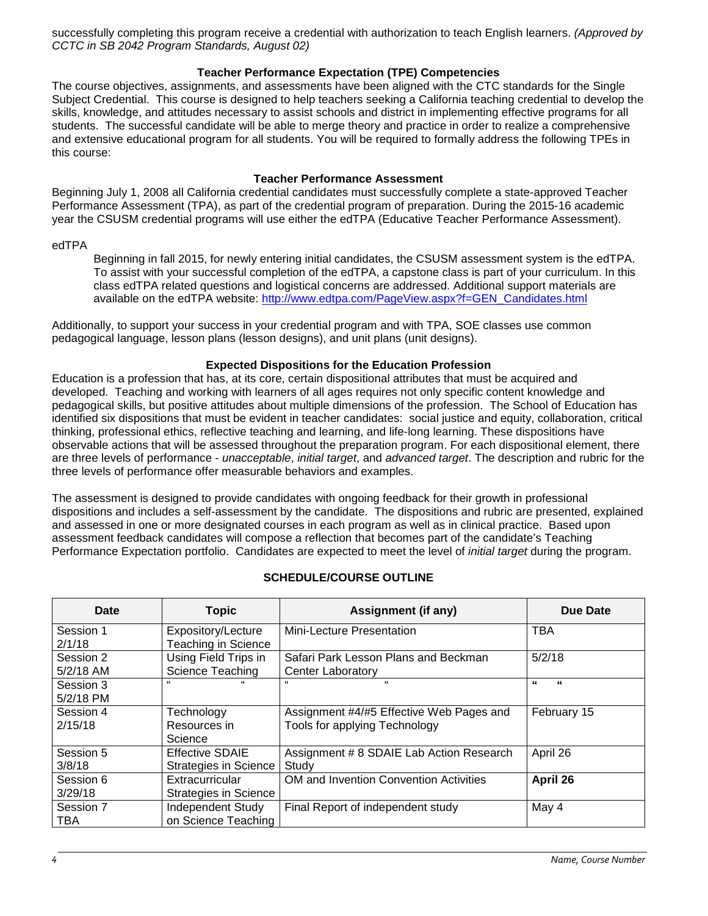successfully completing this program receive a credential with authorization to teach English learners. *(Approved by CCTC in SB 2042 Program Standards, August 02)*

### Teacher Performance Expectation (TPE) Competencies

The course objectives, assignments, and assessments have been aligned with the CTC standards for the Single Subject Credential. This course is designed to help teachers seeking a California teaching credential to develop the skills, knowledge, and attitudes necessary to assist schools and district in implementing effective programs for all students. The successful candidate will be able to merge theory and practice in order to realize a comprehensive and extensive educational program for all students. You will be required to formally address the following TPEs in this course:

### Teacher Performance Assessment

Beginning July 1, 2008 all California credential candidates must successfully complete a state-approved Teacher Performance Assessment (TPA), as part of the credential program of preparation. During the 2015-16 academic year the CSUSM credential programs will use either the edTPA (Educative Teacher Performance Assessment).

edTPA

Beginning in fall 2015, for newly entering initial candidates, the CSUSM assessment system is the edTPA. To assist with your successful completion of the edTPA, a capstone class is part of your curriculum. In this class edTPA related questions and logistical concerns are addressed. Additional support materials are available on the edTPA website: http://www.edtpa.com/PageView.aspx?f=GEN_Candidates.html

Additionally, to support your success in your credential program and with TPA, SOE classes use common pedagogical language, lesson plans (lesson designs), and unit plans (unit designs).

### Expected Dispositions for the Education Profession

Education is a profession that has, at its core, certain dispositional attributes that must be acquired and developed. Teaching and working with learners of all ages requires not only specific content knowledge and pedagogical skills, but positive attitudes about multiple dimensions of the profession. The School of Education has identified six dispositions that must be evident in teacher candidates: social justice and equity, collaboration, critical thinking, professional ethics, reflective teaching and learning, and life-long learning. These dispositions have observable actions that will be assessed throughout the preparation program. For each dispositional element, there are three levels of performance - *unacceptable*, *initial target*, and *advanced target*. The description and rubric for the three levels of performance offer measurable behaviors and examples.

The assessment is designed to provide candidates with ongoing feedback for their growth in professional dispositions and includes a self-assessment by the candidate. The dispositions and rubric are presented, explained and assessed in one or more designated courses in each program as well as in clinical practice. Based upon assessment feedback candidates will compose a reflection that becomes part of the candidate's Teaching Performance Expectation portfolio. Candidates are expected to meet the level of *initial target* during the program.

### SCHEDULE/COURSE OUTLINE

| Date | Topic | Assignment (if any) | Due Date |
|---|---|---|---|
| Session 1 2/1/18 | Expository/Lecture Teaching in Science | Mini-Lecture Presentation | TBA |
| Session 2 5/2/18 AM | Using Field Trips in Science Teaching | Safari Park Lesson Plans and Beckman Center Laboratory | 5/2/18 |
| Session 3 5/2/18 PM | " " | " " | " " |
| Session 4 2/15/18 | Technology Resources in Science | Assignment #4/#5 Effective Web Pages and Tools for applying Technology | February 15 |
| Session 5 3/8/18 | Effective SDAIE Strategies in Science | Assignment # 8 SDAIE Lab Action Research Study | April 26 |
| Session 6 3/29/18 | Extracurricular Strategies in Science | OM and Invention Convention Activities | **April 26** |
| Session 7 TBA | Independent Study on Science Teaching | Final Report of independent study | May 4 |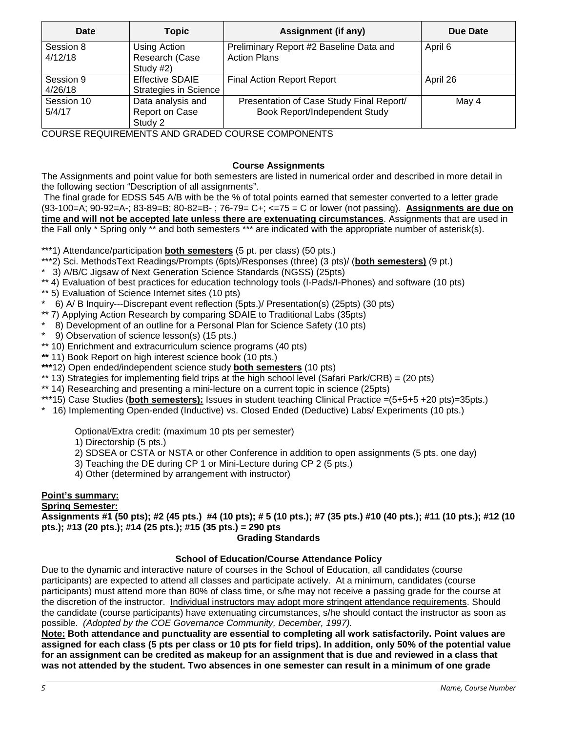| Date | Topic | Assignment (if any) | Due Date |
|---|---|---|---|
| Session 8 4/12/18 | Using Action Research (Case Study #2) | Preliminary Report #2 Baseline Data and Action Plans | April 6 |
| Session 9 4/26/18 | Effective SDAIE Strategies in Science | Final Action Report Report | April 26 |
| Session 10 5/4/17 | Data analysis and Report on Case Study 2 | Presentation of Case Study Final Report/ Book Report/Independent Study | May 4 |

COURSE REQUIREMENTS AND GRADED COURSE COMPONENTS

**Course Assignments**

The Assignments and point value for both semesters are listed in numerical order and described in more detail in the following section "Description of all assignments".

The final grade for EDSS 545 A/B with be the % of total points earned that semester converted to a letter grade (93-100=A; 90-92=A-; 83-89=B; 80-82=B- ; 76-79= C+; <=75 = C or lower (not passing). **<u>Assignments are due on time and will not be accepted late unless there are extenuating circumstances</u>**. Assignments that are used in the Fall only * Spring only ** and both semesters *** are indicated with the appropriate number of asterisk(s).

***1) Attendance/participation **<u>both semesters</u>** (5 pt. per class) (50 pts.)
***2) Sci. MethodsText Readings/Prompts (6pts)/Responses (three) (3 pts)/ (**<u>both semesters)</u>** (9 pt.)
* 3) A/B/C Jigsaw of Next Generation Science Standards (NGSS) (25pts)
** 4) Evaluation of best practices for education technology tools (I-Pads/I-Phones) and software (10 pts)
** 5) Evaluation of Science Internet sites (10 pts)
* 6) A/ B Inquiry---Discrepant event reflection (5pts.)/ Presentation(s) (25pts) (30 pts)
** 7) Applying Action Research by comparing SDAIE to Traditional Labs (35pts)
* 8) Development of an outline for a Personal Plan for Science Safety (10 pts)
* 9) Observation of science lesson(s) (15 pts.)
** 10) Enrichment and extracurriculum science programs (40 pts)
**** 11) Book Report on high interest science book (10 pts.)
*****12) Open ended/independent science study **<u>both semesters</u>** (10 pts)
** 13) Strategies for implementing field trips at the high school level (Safari Park/CRB) = (20 pts)
** 14) Researching and presenting a mini-lecture on a current topic in science (25pts)
***15) Case Studies (**<u>both semesters):</u>** Issues in student teaching Clinical Practice =(5+5+5 +20 pts)=35pts.)
* 16) Implementing Open-ended (Inductive) vs. Closed Ended (Deductive) Labs/ Experiments (10 pts.)

Optional/Extra credit: (maximum 10 pts per semester)
1) Directorship (5 pts.)
2) SDSEA or CSTA or NSTA or other Conference in addition to open assignments (5 pts. one day)
3) Teaching the DE during CP 1 or Mini-Lecture during CP 2 (5 pts.)
4) Other (determined by arrangement with instructor)

**<u>Point's summary:</u>**
**<u>Spring Semester:</u>**
**Assignments #1 (50 pts); #2 (45 pts.) #4 (10 pts); # 5 (10 pts.); #7 (35 pts.) #10 (40 pts.); #11 (10 pts.); #12 (10 pts.); #13 (20 pts.); #14 (25 pts.); #15 (35 pts.) = 290 pts**

**Grading Standards**

**School of Education/Course Attendance Policy**

Due to the dynamic and interactive nature of courses in the School of Education, all candidates (course participants) are expected to attend all classes and participate actively. At a minimum, candidates (course participants) must attend more than 80% of class time, or s/he may not receive a passing grade for the course at the discretion of the instructor. <u>Individual instructors may adopt more stringent attendance requirements</u>. Should the candidate (course participants) have extenuating circumstances, s/he should contact the instructor as soon as possible. *(Adopted by the COE Governance Community, December, 1997).*

**<u>Note:</u> Both attendance and punctuality are essential to completing all work satisfactorily. Point values are assigned for each class (5 pts per class or 10 pts for field trips). In addition, only 50% of the potential value for an assignment can be credited as makeup for an assignment that is due and reviewed in a class that was not attended by the student. Two absences in one semester can result in a minimum of one grade**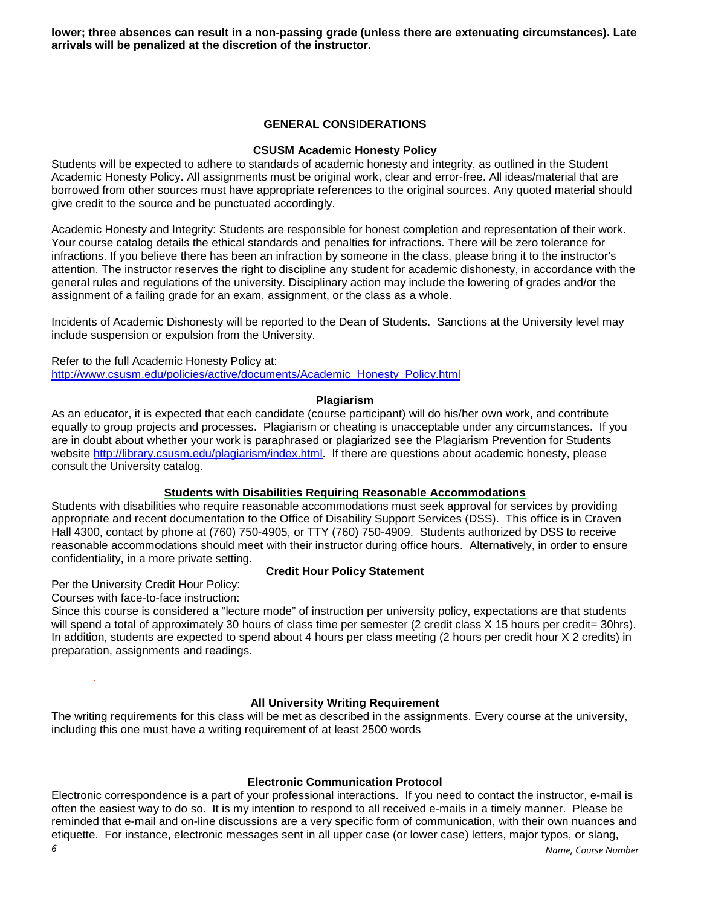**lower; three absences can result in a non-passing grade (unless there are extenuating circumstances). Late arrivals will be penalized at the discretion of the instructor.**

## GENERAL CONSIDERATIONS

### CSUSM Academic Honesty Policy

Students will be expected to adhere to standards of academic honesty and integrity, as outlined in the Student Academic Honesty Policy. All assignments must be original work, clear and error-free. All ideas/material that are borrowed from other sources must have appropriate references to the original sources. Any quoted material should give credit to the source and be punctuated accordingly.

Academic Honesty and Integrity: Students are responsible for honest completion and representation of their work. Your course catalog details the ethical standards and penalties for infractions. There will be zero tolerance for infractions. If you believe there has been an infraction by someone in the class, please bring it to the instructor's attention. The instructor reserves the right to discipline any student for academic dishonesty, in accordance with the general rules and regulations of the university. Disciplinary action may include the lowering of grades and/or the assignment of a failing grade for an exam, assignment, or the class as a whole.

Incidents of Academic Dishonesty will be reported to the Dean of Students. Sanctions at the University level may include suspension or expulsion from the University.

Refer to the full Academic Honesty Policy at:
http://www.csusm.edu/policies/active/documents/Academic_Honesty_Policy.html

### Plagiarism

As an educator, it is expected that each candidate (course participant) will do his/her own work, and contribute equally to group projects and processes. Plagiarism or cheating is unacceptable under any circumstances. If you are in doubt about whether your work is paraphrased or plagiarized see the Plagiarism Prevention for Students website http://library.csusm.edu/plagiarism/index.html. If there are questions about academic honesty, please consult the University catalog.

### Students with Disabilities Requiring Reasonable Accommodations

Students with disabilities who require reasonable accommodations must seek approval for services by providing appropriate and recent documentation to the Office of Disability Support Services (DSS). This office is in Craven Hall 4300, contact by phone at (760) 750-4905, or TTY (760) 750-4909. Students authorized by DSS to receive reasonable accommodations should meet with their instructor during office hours. Alternatively, in order to ensure confidentiality, in a more private setting.

### Credit Hour Policy Statement

Per the University Credit Hour Policy:

Courses with face-to-face instruction:

Since this course is considered a "lecture mode" of instruction per university policy, expectations are that students will spend a total of approximately 30 hours of class time per semester (2 credit class X 15 hours per credit= 30hrs). In addition, students are expected to spend about 4 hours per class meeting (2 hours per credit hour X 2 credits) in preparation, assignments and readings.

### All University Writing Requirement

The writing requirements for this class will be met as described in the assignments. Every course at the university, including this one must have a writing requirement of at least 2500 words

### Electronic Communication Protocol

Electronic correspondence is a part of your professional interactions. If you need to contact the instructor, e-mail is often the easiest way to do so. It is my intention to respond to all received e-mails in a timely manner. Please be reminded that e-mail and on-line discussions are a very specific form of communication, with their own nuances and etiquette. For instance, electronic messages sent in all upper case (or lower case) letters, major typos, or slang,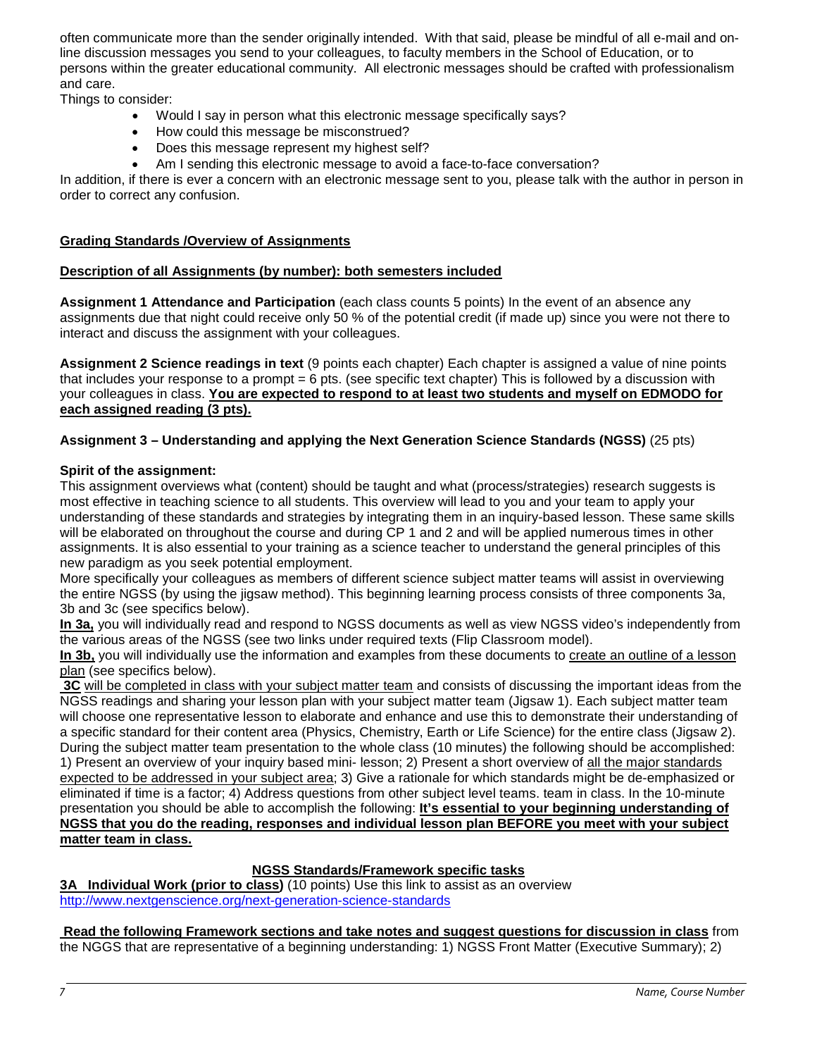often communicate more than the sender originally intended. With that said, please be mindful of all e-mail and on-line discussion messages you send to your colleagues, to faculty members in the School of Education, or to persons within the greater educational community. All electronic messages should be crafted with professionalism and care.

Things to consider:

- Would I say in person what this electronic message specifically says?
- How could this message be misconstrued?
- Does this message represent my highest self?
- Am I sending this electronic message to avoid a face-to-face conversation?

In addition, if there is ever a concern with an electronic message sent to you, please talk with the author in person in order to correct any confusion.

## Grading Standards /Overview of Assignments

### Description of all Assignments (by number): both semesters included

**Assignment 1 Attendance and Participation** (each class counts 5 points) In the event of an absence any assignments due that night could receive only 50 % of the potential credit (if made up) since you were not there to interact and discuss the assignment with your colleagues.

**Assignment 2 Science readings in text** (9 points each chapter) Each chapter is assigned a value of nine points that includes your response to a prompt = 6 pts. (see specific text chapter) This is followed by a discussion with your colleagues in class. **You are expected to respond to at least two students and myself on EDMODO for each assigned reading (3 pts).**

**Assignment 3 – Understanding and applying the Next Generation Science Standards (NGSS)** (25 pts)

**Spirit of the assignment:**

This assignment overviews what (content) should be taught and what (process/strategies) research suggests is most effective in teaching science to all students. This overview will lead to you and your team to apply your understanding of these standards and strategies by integrating them in an inquiry-based lesson. These same skills will be elaborated on throughout the course and during CP 1 and 2 and will be applied numerous times in other assignments. It is also essential to your training as a science teacher to understand the general principles of this new paradigm as you seek potential employment.

More specifically your colleagues as members of different science subject matter teams will assist in overviewing the entire NGSS (by using the jigsaw method). This beginning learning process consists of three components 3a, 3b and 3c (see specifics below).

**In 3a,** you will individually read and respond to NGSS documents as well as view NGSS video's independently from the various areas of the NGSS (see two links under required texts (Flip Classroom model).

**In 3b,** you will individually use the information and examples from these documents to create an outline of a lesson plan (see specifics below).

**3C** will be completed in class with your subject matter team and consists of discussing the important ideas from the NGSS readings and sharing your lesson plan with your subject matter team (Jigsaw 1). Each subject matter team will choose one representative lesson to elaborate and enhance and use this to demonstrate their understanding of a specific standard for their content area (Physics, Chemistry, Earth or Life Science) for the entire class (Jigsaw 2). During the subject matter team presentation to the whole class (10 minutes) the following should be accomplished: 1) Present an overview of your inquiry based mini- lesson; 2) Present a short overview of all the major standards expected to be addressed in your subject area; 3) Give a rationale for which standards might be de-emphasized or eliminated if time is a factor; 4) Address questions from other subject level teams. team in class. In the 10-minute presentation you should be able to accomplish the following: **It's essential to your beginning understanding of NGSS that you do the reading, responses and individual lesson plan BEFORE you meet with your subject matter team in class.**

### NGSS Standards/Framework specific tasks

**3A Individual Work (prior to class)** (10 points) Use this link to assist as an overview http://www.nextgenscience.org/next-generation-science-standards

**Read the following Framework sections and take notes and suggest questions for discussion in class** from the NGGS that are representative of a beginning understanding: 1) NGSS Front Matter (Executive Summary); 2)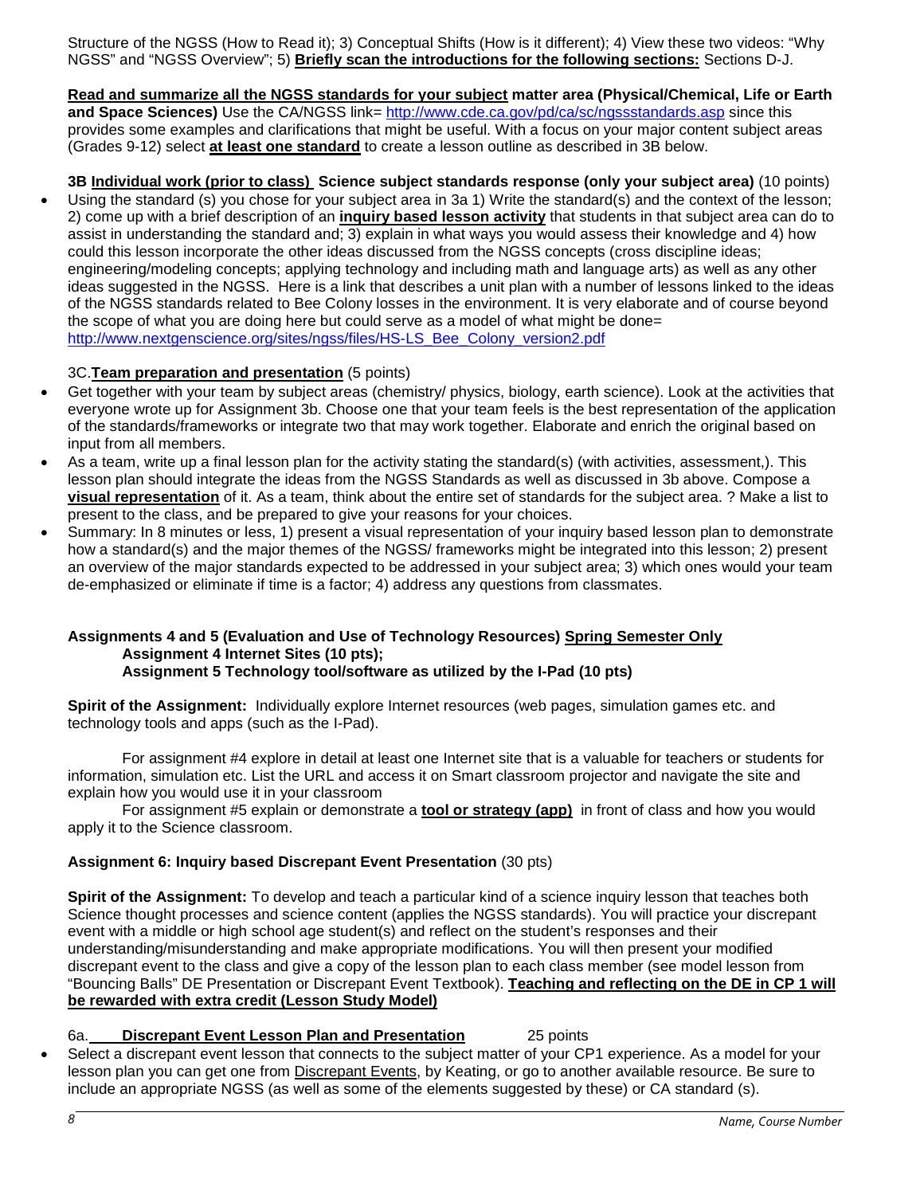Structure of the NGSS (How to Read it); 3) Conceptual Shifts (How is it different); 4) View these two videos: "Why NGSS" and "NGSS Overview"; 5) **Briefly scan the introductions for the following sections:** Sections D-J.

**Read and summarize all the NGSS standards for your subject matter area (Physical/Chemical, Life or Earth and Space Sciences)** Use the CA/NGSS link= http://www.cde.ca.gov/pd/ca/sc/ngssstandards.asp since this provides some examples and clarifications that might be useful. With a focus on your major content subject areas (Grades 9-12) select **at least one standard** to create a lesson outline as described in 3B below.

**3B Individual work (prior to class) Science subject standards response (only your subject area)** (10 points)

- Using the standard (s) you chose for your subject area in 3a 1) Write the standard(s) and the context of the lesson; 2) come up with a brief description of an **inquiry based lesson activity** that students in that subject area can do to assist in understanding the standard and; 3) explain in what ways you would assess their knowledge and 4) how could this lesson incorporate the other ideas discussed from the NGSS concepts (cross discipline ideas; engineering/modeling concepts; applying technology and including math and language arts) as well as any other ideas suggested in the NGSS. Here is a link that describes a unit plan with a number of lessons linked to the ideas of the NGSS standards related to Bee Colony losses in the environment. It is very elaborate and of course beyond the scope of what you are doing here but could serve as a model of what might be done= http://www.nextgenscience.org/sites/ngss/files/HS-LS_Bee_Colony_version2.pdf

3C.**Team preparation and presentation** (5 points)

- Get together with your team by subject areas (chemistry/ physics, biology, earth science). Look at the activities that everyone wrote up for Assignment 3b. Choose one that your team feels is the best representation of the application of the standards/frameworks or integrate two that may work together. Elaborate and enrich the original based on input from all members.
- As a team, write up a final lesson plan for the activity stating the standard(s) (with activities, assessment,). This lesson plan should integrate the ideas from the NGSS Standards as well as discussed in 3b above. Compose a **visual representation** of it. As a team, think about the entire set of standards for the subject area. ? Make a list to present to the class, and be prepared to give your reasons for your choices.
- Summary: In 8 minutes or less, 1) present a visual representation of your inquiry based lesson plan to demonstrate how a standard(s) and the major themes of the NGSS/ frameworks might be integrated into this lesson; 2) present an overview of the major standards expected to be addressed in your subject area; 3) which ones would your team de-emphasized or eliminate if time is a factor; 4) address any questions from classmates.

**Assignments 4 and 5 (Evaluation and Use of Technology Resources) Spring Semester Only**
**Assignment 4 Internet Sites (10 pts);**
**Assignment 5 Technology tool/software as utilized by the I-Pad (10 pts)**

**Spirit of the Assignment:** Individually explore Internet resources (web pages, simulation games etc. and technology tools and apps (such as the I-Pad).

For assignment #4 explore in detail at least one Internet site that is a valuable for teachers or students for information, simulation etc. List the URL and access it on Smart classroom projector and navigate the site and explain how you would use it in your classroom

For assignment #5 explain or demonstrate a **tool or strategy (app)** in front of class and how you would apply it to the Science classroom.

**Assignment 6: Inquiry based Discrepant Event Presentation** (30 pts)

**Spirit of the Assignment:** To develop and teach a particular kind of a science inquiry lesson that teaches both Science thought processes and science content (applies the NGSS standards). You will practice your discrepant event with a middle or high school age student(s) and reflect on the student's responses and their understanding/misunderstanding and make appropriate modifications. You will then present your modified discrepant event to the class and give a copy of the lesson plan to each class member (see model lesson from "Bouncing Balls" DE Presentation or Discrepant Event Textbook). **Teaching and reflecting on the DE in CP 1 will be rewarded with extra credit (Lesson Study Model)**

6a. **Discrepant Event Lesson Plan and Presentation** 25 points

- Select a discrepant event lesson that connects to the subject matter of your CP1 experience. As a model for your lesson plan you can get one from Discrepant Events, by Keating, or go to another available resource. Be sure to include an appropriate NGSS (as well as some of the elements suggested by these) or CA standard (s).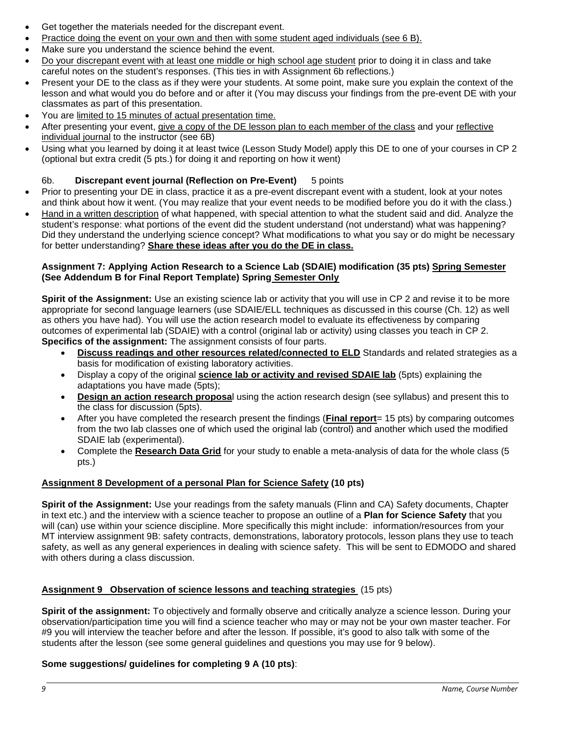- Get together the materials needed for the discrepant event.
- Practice doing the event on your own and then with some student aged individuals (see 6 B).
- Make sure you understand the science behind the event.
- Do your discrepant event with at least one middle or high school age student prior to doing it in class and take careful notes on the student's responses. (This ties in with Assignment 6b reflections.)
- Present your DE to the class as if they were your students. At some point, make sure you explain the context of the lesson and what would you do before and or after it (You may discuss your findings from the pre-event DE with your classmates as part of this presentation.
- You are limited to 15 minutes of actual presentation time.
- After presenting your event, give a copy of the DE lesson plan to each member of the class and your reflective individual journal to the instructor (see 6B)
- Using what you learned by doing it at least twice (Lesson Study Model) apply this DE to one of your courses in CP 2 (optional but extra credit (5 pts.) for doing it and reporting on how it went)

6b. **Discrepant event journal (Reflection on Pre-Event)** 5 points

- Prior to presenting your DE in class, practice it as a pre-event discrepant event with a student, look at your notes and think about how it went. (You may realize that your event needs to be modified before you do it with the class.)
- Hand in a written description of what happened, with special attention to what the student said and did. Analyze the student's response: what portions of the event did the student understand (not understand) what was happening? Did they understand the underlying science concept? What modifications to what you say or do might be necessary for better understanding? **Share these ideas after you do the DE in class.**

**Assignment 7: Applying Action Research to a Science Lab (SDAIE) modification (35 pts) Spring Semester (See Addendum B for Final Report Template) Spring Semester Only**

**Spirit of the Assignment:** Use an existing science lab or activity that you will use in CP 2 and revise it to be more appropriate for second language learners (use SDAIE/ELL techniques as discussed in this course (Ch. 12) as well as others you have had). You will use the action research model to evaluate its effectiveness by comparing outcomes of experimental lab (SDAIE) with a control (original lab or activity) using classes you teach in CP 2.
**Specifics of the assignment:** The assignment consists of four parts.

- **Discuss readings and other resources related/connected to ELD** Standards and related strategies as a basis for modification of existing laboratory activities.
- Display a copy of the original **science lab or activity and revised SDAIE lab** (5pts) explaining the adaptations you have made (5pts);
- **Design an action research proposal** using the action research design (see syllabus) and present this to the class for discussion (5pts).
- After you have completed the research present the findings (**Final report**= 15 pts) by comparing outcomes from the two lab classes one of which used the original lab (control) and another which used the modified SDAIE lab (experimental).
- Complete the **Research Data Grid** for your study to enable a meta-analysis of data for the whole class (5 pts.)

**Assignment 8 Development of a personal Plan for Science Safety (10 pts)**

**Spirit of the Assignment:** Use your readings from the safety manuals (Flinn and CA) Safety documents, Chapter in text etc.) and the interview with a science teacher to propose an outline of a **Plan for Science Safety** that you will (can) use within your science discipline. More specifically this might include: information/resources from your MT interview assignment 9B: safety contracts, demonstrations, laboratory protocols, lesson plans they use to teach safety, as well as any general experiences in dealing with science safety. This will be sent to EDMODO and shared with others during a class discussion.

**Assignment 9 Observation of science lessons and teaching strategies** (15 pts)

**Spirit of the assignment:** To objectively and formally observe and critically analyze a science lesson. During your observation/participation time you will find a science teacher who may or may not be your own master teacher. For #9 you will interview the teacher before and after the lesson. If possible, it's good to also talk with some of the students after the lesson (see some general guidelines and questions you may use for 9 below).

**Some suggestions/ guidelines for completing 9 A (10 pts)**: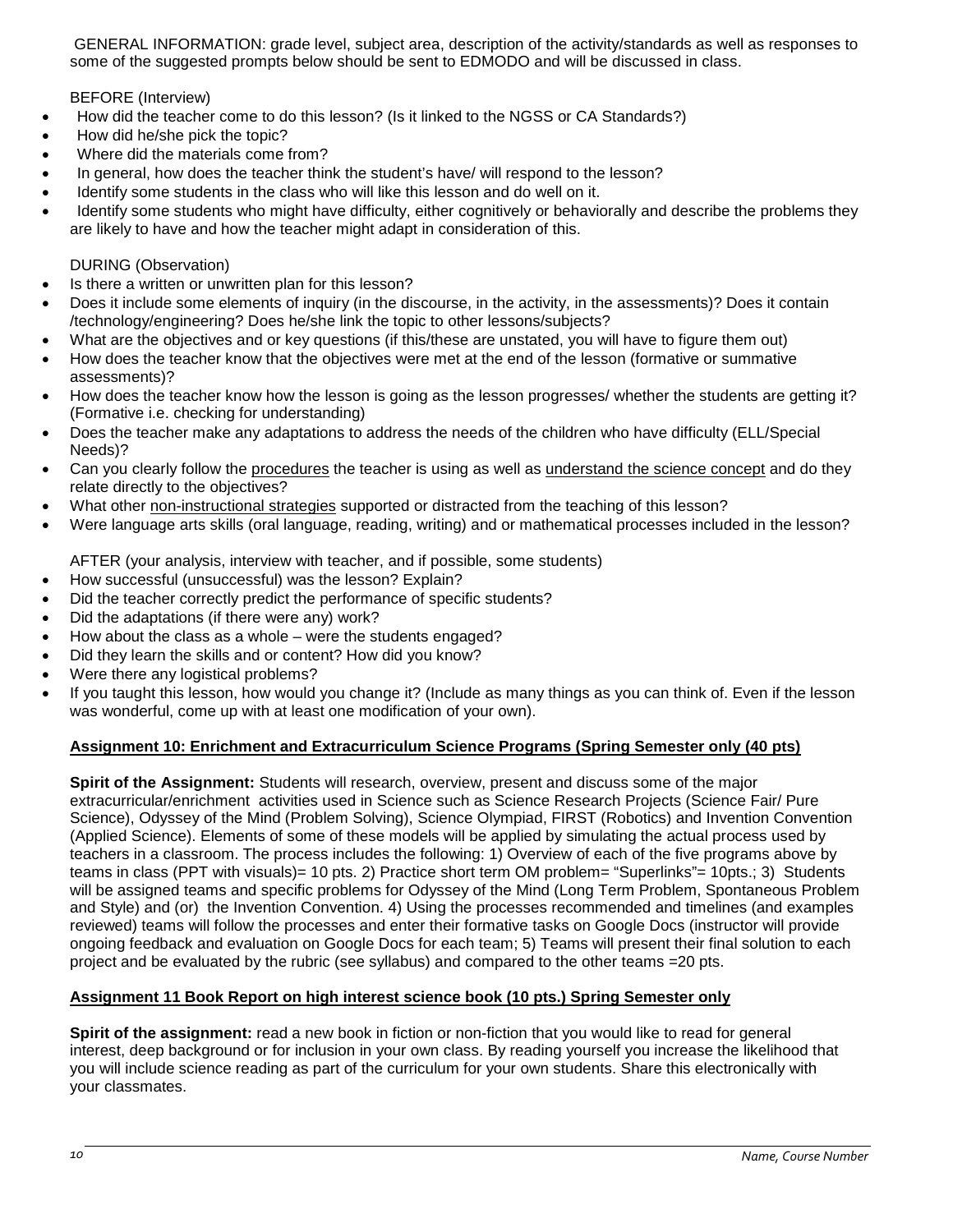GENERAL INFORMATION: grade level, subject area, description of the activity/standards as well as responses to some of the suggested prompts below should be sent to EDMODO and will be discussed in class.

BEFORE (Interview)

- How did the teacher come to do this lesson? (Is it linked to the NGSS or CA Standards?)
- How did he/she pick the topic?
- Where did the materials come from?
- In general, how does the teacher think the student's have/ will respond to the lesson?
- Identify some students in the class who will like this lesson and do well on it.
- Identify some students who might have difficulty, either cognitively or behaviorally and describe the problems they are likely to have and how the teacher might adapt in consideration of this.

DURING (Observation)

- Is there a written or unwritten plan for this lesson?
- Does it include some elements of inquiry (in the discourse, in the activity, in the assessments)? Does it contain /technology/engineering? Does he/she link the topic to other lessons/subjects?
- What are the objectives and or key questions (if this/these are unstated, you will have to figure them out)
- How does the teacher know that the objectives were met at the end of the lesson (formative or summative assessments)?
- How does the teacher know how the lesson is going as the lesson progresses/ whether the students are getting it? (Formative i.e. checking for understanding)
- Does the teacher make any adaptations to address the needs of the children who have difficulty (ELL/Special Needs)?
- Can you clearly follow the <u>procedures</u> the teacher is using as well as <u>understand the science concept</u> and do they relate directly to the objectives?
- What other <u>non-instructional strategies</u> supported or distracted from the teaching of this lesson?
- Were language arts skills (oral language, reading, writing) and or mathematical processes included in the lesson?

AFTER (your analysis, interview with teacher, and if possible, some students)

- How successful (unsuccessful) was the lesson? Explain?
- Did the teacher correctly predict the performance of specific students?
- Did the adaptations (if there were any) work?
- How about the class as a whole – were the students engaged?
- Did they learn the skills and or content? How did you know?
- Were there any logistical problems?
- If you taught this lesson, how would you change it? (Include as many things as you can think of. Even if the lesson was wonderful, come up with at least one modification of your own).

## Assignment 10: Enrichment and Extracurriculum Science Programs (Spring Semester only (40 pts)

**Spirit of the Assignment:** Students will research, overview, present and discuss some of the major extracurricular/enrichment activities used in Science such as Science Research Projects (Science Fair/ Pure Science), Odyssey of the Mind (Problem Solving), Science Olympiad, FIRST (Robotics) and Invention Convention (Applied Science). Elements of some of these models will be applied by simulating the actual process used by teachers in a classroom. The process includes the following: 1) Overview of each of the five programs above by teams in class (PPT with visuals)= 10 pts. 2) Practice short term OM problem= "Superlinks"= 10pts.; 3) Students will be assigned teams and specific problems for Odyssey of the Mind (Long Term Problem, Spontaneous Problem and Style) and (or) the Invention Convention. 4) Using the processes recommended and timelines (and examples reviewed) teams will follow the processes and enter their formative tasks on Google Docs (instructor will provide ongoing feedback and evaluation on Google Docs for each team; 5) Teams will present their final solution to each project and be evaluated by the rubric (see syllabus) and compared to the other teams =20 pts.

## Assignment 11 Book Report on high interest science book (10 pts.) Spring Semester only

**Spirit of the assignment:** read a new book in fiction or non-fiction that you would like to read for general interest, deep background or for inclusion in your own class. By reading yourself you increase the likelihood that you will include science reading as part of the curriculum for your own students. Share this electronically with your classmates.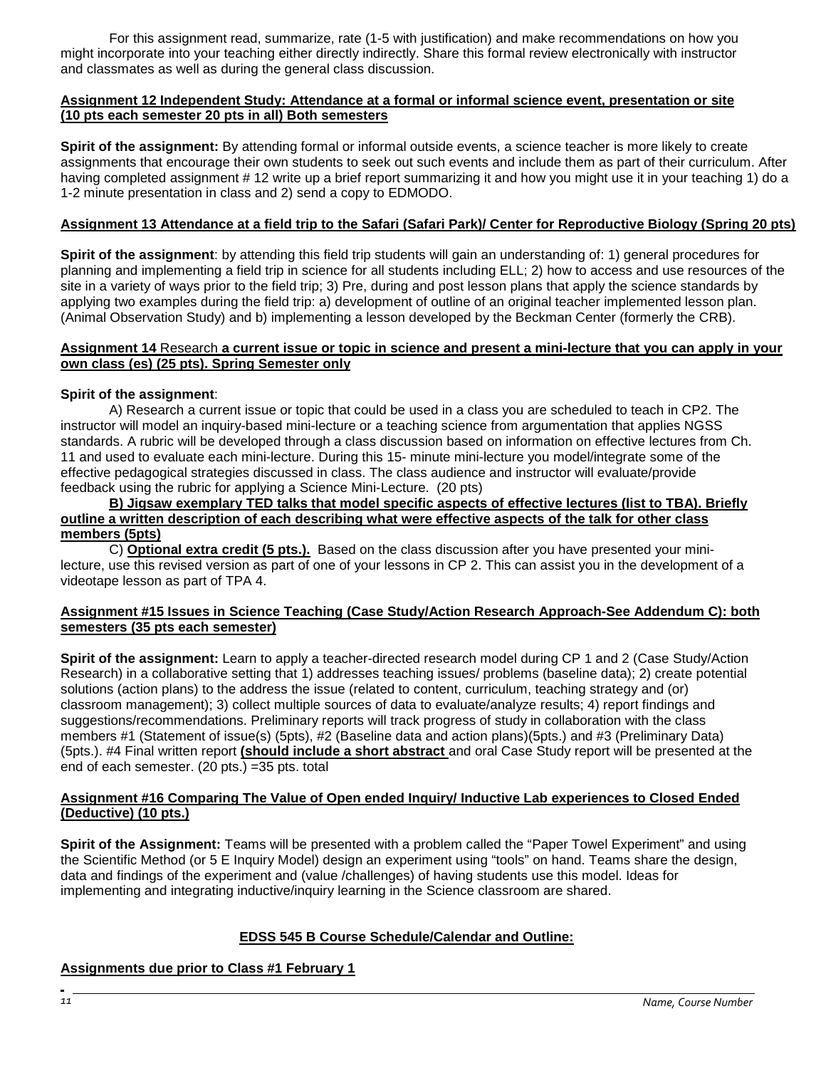For this assignment read, summarize, rate (1-5 with justification) and make recommendations on how you might incorporate into your teaching either directly indirectly. Share this formal review electronically with instructor and classmates as well as during the general class discussion.

**Assignment 12 Independent Study: Attendance at a formal or informal science event, presentation or site (10 pts each semester 20 pts in all) Both semesters**

**Spirit of the assignment:** By attending formal or informal outside events, a science teacher is more likely to create assignments that encourage their own students to seek out such events and include them as part of their curriculum. After having completed assignment # 12 write up a brief report summarizing it and how you might use it in your teaching 1) do a 1-2 minute presentation in class and 2) send a copy to EDMODO.

**Assignment 13 Attendance at a field trip to the Safari (Safari Park)/ Center for Reproductive Biology (Spring 20 pts)**

**Spirit of the assignment**: by attending this field trip students will gain an understanding of: 1) general procedures for planning and implementing a field trip in science for all students including ELL; 2) how to access and use resources of the site in a variety of ways prior to the field trip; 3) Pre, during and post lesson plans that apply the science standards by applying two examples during the field trip: a) development of outline of an original teacher implemented lesson plan. (Animal Observation Study) and b) implementing a lesson developed by the Beckman Center (formerly the CRB).

**Assignment 14** Research **a current issue or topic in science and present a mini-lecture that you can apply in your own class (es) (25 pts). Spring Semester only**

**Spirit of the assignment**:

A) Research a current issue or topic that could be used in a class you are scheduled to teach in CP2. The instructor will model an inquiry-based mini-lecture or a teaching science from argumentation that applies NGSS standards. A rubric will be developed through a class discussion based on information on effective lectures from Ch. 11 and used to evaluate each mini-lecture. During this 15- minute mini-lecture you model/integrate some of the effective pedagogical strategies discussed in class. The class audience and instructor will evaluate/provide feedback using the rubric for applying a Science Mini-Lecture. (20 pts)

**B) Jigsaw exemplary TED talks that model specific aspects of effective lectures (list to TBA). Briefly outline a written description of each describing what were effective aspects of the talk for other class members (5pts)**

C) **Optional extra credit (5 pts.).** Based on the class discussion after you have presented your mini-lecture, use this revised version as part of one of your lessons in CP 2. This can assist you in the development of a videotape lesson as part of TPA 4.

**Assignment #15 Issues in Science Teaching (Case Study/Action Research Approach-See Addendum C): both semesters (35 pts each semester)**

**Spirit of the assignment:** Learn to apply a teacher-directed research model during CP 1 and 2 (Case Study/Action Research) in a collaborative setting that 1) addresses teaching issues/ problems (baseline data); 2) create potential solutions (action plans) to the address the issue (related to content, curriculum, teaching strategy and (or) classroom management); 3) collect multiple sources of data to evaluate/analyze results; 4) report findings and suggestions/recommendations. Preliminary reports will track progress of study in collaboration with the class members #1 (Statement of issue(s) (5pts), #2 (Baseline data and action plans)(5pts.) and #3 (Preliminary Data) (5pts.). #4 Final written report **(should include a short abstract** and oral Case Study report will be presented at the end of each semester. (20 pts.) =35 pts. total

**Assignment #16 Comparing The Value of Open ended Inquiry/ Inductive Lab experiences to Closed Ended (Deductive) (10 pts.)**

**Spirit of the Assignment:** Teams will be presented with a problem called the "Paper Towel Experiment" and using the Scientific Method (or 5 E Inquiry Model) design an experiment using "tools" on hand. Teams share the design, data and findings of the experiment and (value /challenges) of having students use this model. Ideas for implementing and integrating inductive/inquiry learning in the Science classroom are shared.

## EDSS 545 B Course Schedule/Calendar and Outline:

**Assignments due prior to Class #1 February 1**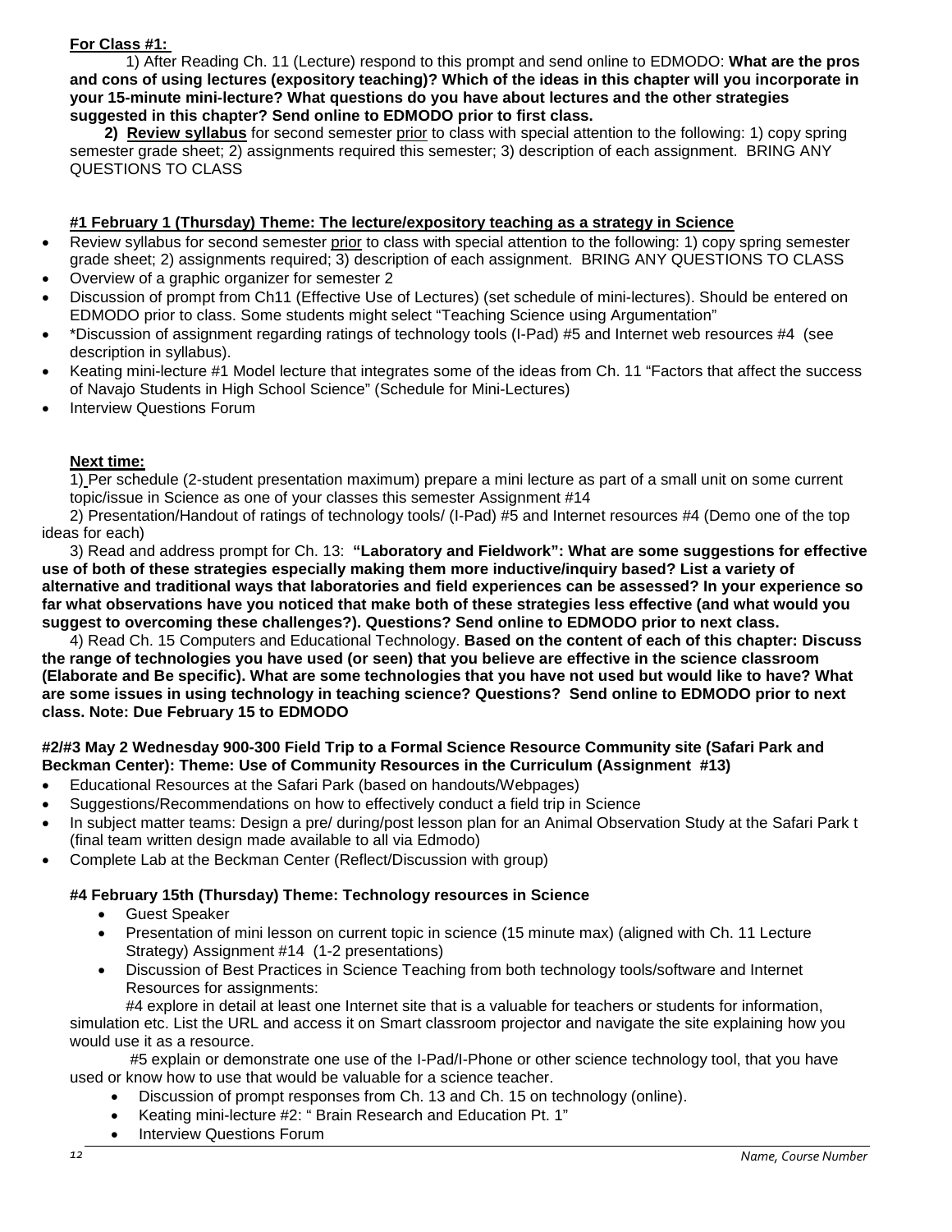**For Class #1:**

1) After Reading Ch. 11 (Lecture) respond to this prompt and send online to EDMODO: **What are the pros and cons of using lectures (expository teaching)? Which of the ideas in this chapter will you incorporate in your 15-minute mini-lecture? What questions do you have about lectures and the other strategies suggested in this chapter? Send online to EDMODO prior to first class.**

**2) Review syllabus** for second semester prior to class with special attention to the following: 1) copy spring semester grade sheet; 2) assignments required this semester; 3) description of each assignment. BRING ANY QUESTIONS TO CLASS

**#1 February 1 (Thursday) Theme: The lecture/expository teaching as a strategy in Science**

- Review syllabus for second semester prior to class with special attention to the following: 1) copy spring semester grade sheet; 2) assignments required; 3) description of each assignment. BRING ANY QUESTIONS TO CLASS
- Overview of a graphic organizer for semester 2
- Discussion of prompt from Ch11 (Effective Use of Lectures) (set schedule of mini-lectures). Should be entered on EDMODO prior to class. Some students might select "Teaching Science using Argumentation"
- *Discussion of assignment regarding ratings of technology tools (I-Pad) #5 and Internet web resources #4 (see description in syllabus).
- Keating mini-lecture #1 Model lecture that integrates some of the ideas from Ch. 11 "Factors that affect the success of Navajo Students in High School Science" (Schedule for Mini-Lectures)
- Interview Questions Forum

**Next time:**

1) Per schedule (2-student presentation maximum) prepare a mini lecture as part of a small unit on some current topic/issue in Science as one of your classes this semester Assignment #14

2) Presentation/Handout of ratings of technology tools/ (I-Pad) #5 and Internet resources #4 (Demo one of the top ideas for each)

3) Read and address prompt for Ch. 13: **"Laboratory and Fieldwork": What are some suggestions for effective use of both of these strategies especially making them more inductive/inquiry based? List a variety of alternative and traditional ways that laboratories and field experiences can be assessed? In your experience so far what observations have you noticed that make both of these strategies less effective (and what would you suggest to overcoming these challenges?). Questions? Send online to EDMODO prior to next class.**

4) Read Ch. 15 Computers and Educational Technology. **Based on the content of each of this chapter: Discuss the range of technologies you have used (or seen) that you believe are effective in the science classroom (Elaborate and Be specific). What are some technologies that you have not used but would like to have? What are some issues in using technology in teaching science? Questions? Send online to EDMODO prior to next class. Note: Due February 15 to EDMODO**

**#2/#3 May 2 Wednesday 900-300 Field Trip to a Formal Science Resource Community site (Safari Park and Beckman Center): Theme: Use of Community Resources in the Curriculum (Assignment #13)**

- Educational Resources at the Safari Park (based on handouts/Webpages)
- Suggestions/Recommendations on how to effectively conduct a field trip in Science
- In subject matter teams: Design a pre/ during/post lesson plan for an Animal Observation Study at the Safari Park t (final team written design made available to all via Edmodo)
- Complete Lab at the Beckman Center (Reflect/Discussion with group)

**#4 February 15th (Thursday) Theme: Technology resources in Science**

- Guest Speaker
- Presentation of mini lesson on current topic in science (15 minute max) (aligned with Ch. 11 Lecture Strategy) Assignment #14 (1-2 presentations)
- Discussion of Best Practices in Science Teaching from both technology tools/software and Internet Resources for assignments:

#4 explore in detail at least one Internet site that is a valuable for teachers or students for information, simulation etc. List the URL and access it on Smart classroom projector and navigate the site explaining how you would use it as a resource.

#5 explain or demonstrate one use of the I-Pad/I-Phone or other science technology tool, that you have used or know how to use that would be valuable for a science teacher.

- Discussion of prompt responses from Ch. 13 and Ch. 15 on technology (online).
- Keating mini-lecture #2: " Brain Research and Education Pt. 1"
- Interview Questions Forum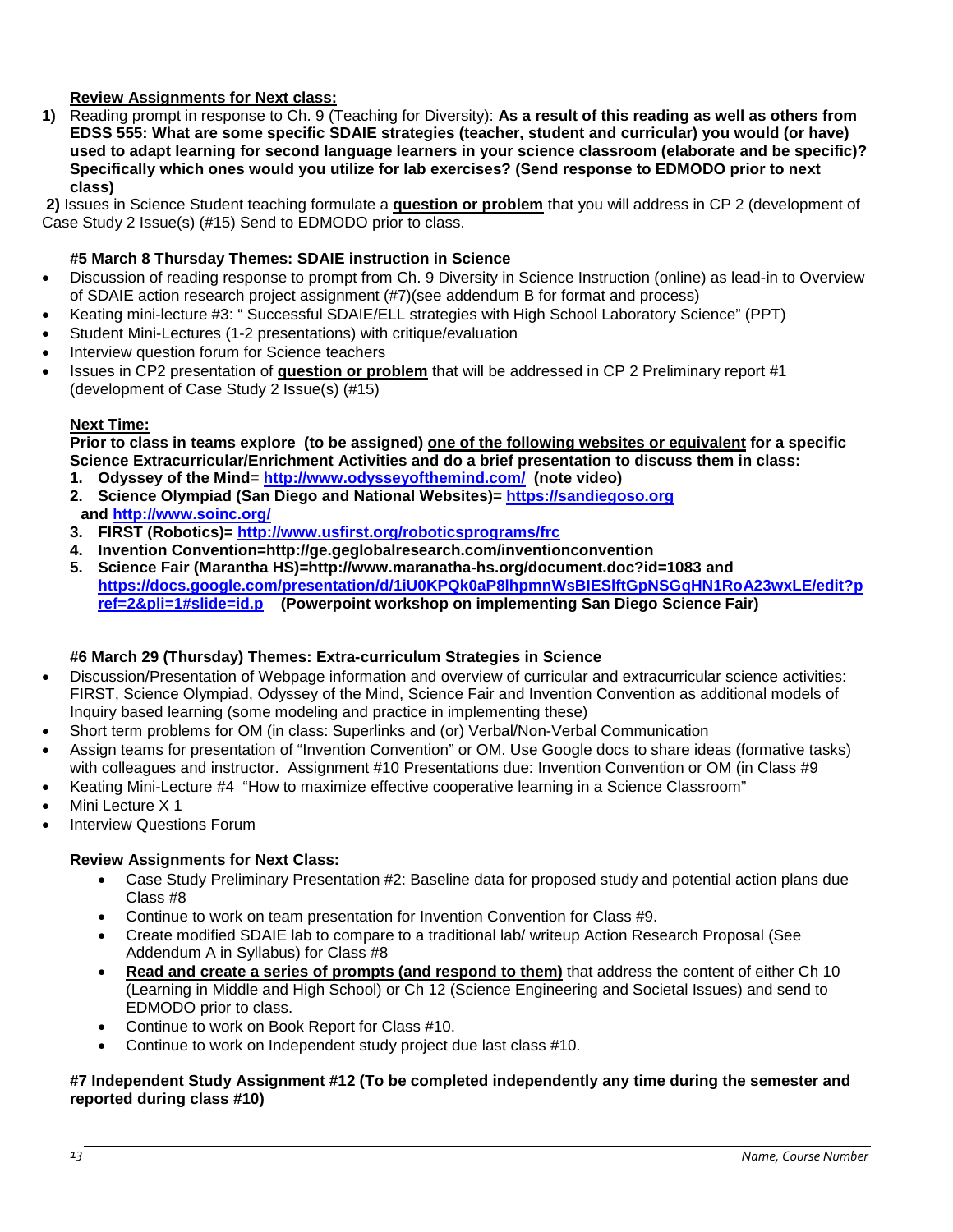**<u>Review Assignments for Next class:</u>**

1) Reading prompt in response to Ch. 9 (Teaching for Diversity): **As a result of this reading as well as others from EDSS 555: What are some specific SDAIE strategies (teacher, student and curricular) you would (or have) used to adapt learning for second language learners in your science classroom (elaborate and be specific)? Specifically which ones would you utilize for lab exercises? (Send response to EDMODO prior to next class)**

2) Issues in Science Student teaching formulate a **<u>question or problem</u>** that you will address in CP 2 (development of Case Study 2 Issue(s) (#15) Send to EDMODO prior to class.

**#5 March 8 Thursday Themes: SDAIE instruction in Science**

- Discussion of reading response to prompt from Ch. 9 Diversity in Science Instruction (online) as lead-in to Overview of SDAIE action research project assignment (#7)(see addendum B for format and process)
- Keating mini-lecture #3: " Successful SDAIE/ELL strategies with High School Laboratory Science" (PPT)
- Student Mini-Lectures (1-2 presentations) with critique/evaluation
- Interview question forum for Science teachers
- Issues in CP2 presentation of **<u>question or problem</u>** that will be addressed in CP 2 Preliminary report #1 (development of Case Study 2 Issue(s) (#15)

**<u>Next Time:</u>**

**Prior to class in teams explore (to be assigned) <u>one of the following websites or equivalent</u> for a specific Science Extracurricular/Enrichment Activities and do a brief presentation to discuss them in class:**

1. **Odyssey of the Mind= http://www.odysseyofthemind.com/ (note video)**
2. **Science Olympiad (San Diego and National Websites)= https://sandiegoso.org and http://www.soinc.org/**
3. **FIRST (Robotics)= http://www.usfirst.org/roboticsprograms/frc**
4. **Invention Convention=http://ge.geglobalresearch.com/inventionconvention**
5. **Science Fair (Marantha HS)=http://www.maranatha-hs.org/document.doc?id=1083 and https://docs.google.com/presentation/d/1iU0KPQk0aP8lhpmnWsBIESlftGpNSGqHN1RoA23wxLE/edit?pref=2&pli=1#slide=id.p (Powerpoint workshop on implementing San Diego Science Fair)**

**#6 March 29 (Thursday) Themes: Extra-curriculum Strategies in Science**

- Discussion/Presentation of Webpage information and overview of curricular and extracurricular science activities: FIRST, Science Olympiad, Odyssey of the Mind, Science Fair and Invention Convention as additional models of Inquiry based learning (some modeling and practice in implementing these)
- Short term problems for OM (in class: Superlinks and (or) Verbal/Non-Verbal Communication
- Assign teams for presentation of "Invention Convention" or OM. Use Google docs to share ideas (formative tasks) with colleagues and instructor. Assignment #10 Presentations due: Invention Convention or OM (in Class #9
- Keating Mini-Lecture #4 "How to maximize effective cooperative learning in a Science Classroom"
- Mini Lecture X 1
- Interview Questions Forum

**Review Assignments for Next Class:**

- Case Study Preliminary Presentation #2: Baseline data for proposed study and potential action plans due Class #8
- Continue to work on team presentation for Invention Convention for Class #9.
- Create modified SDAIE lab to compare to a traditional lab/ writeup Action Research Proposal (See Addendum A in Syllabus) for Class #8
- **<u>Read and create a series of prompts (and respond to them)</u>** that address the content of either Ch 10 (Learning in Middle and High School) or Ch 12 (Science Engineering and Societal Issues) and send to EDMODO prior to class.
- Continue to work on Book Report for Class #10.
- Continue to work on Independent study project due last class #10.

**#7 Independent Study Assignment #12 (To be completed independently any time during the semester and reported during class #10)**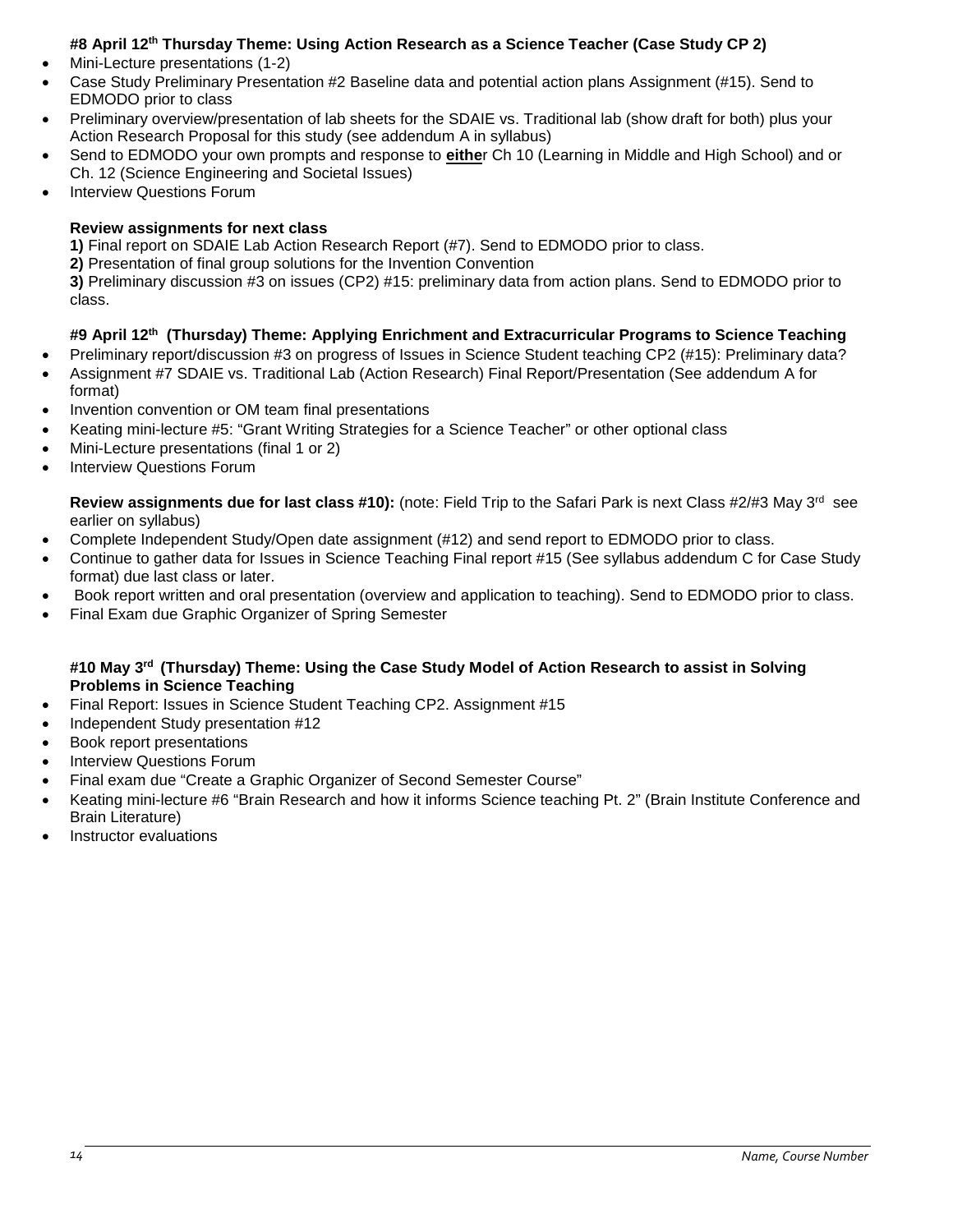**#8 April 12th Thursday Theme: Using Action Research as a Science Teacher (Case Study CP 2)**

- Mini-Lecture presentations (1-2)
- Case Study Preliminary Presentation #2 Baseline data and potential action plans Assignment (#15). Send to EDMODO prior to class
- Preliminary overview/presentation of lab sheets for the SDAIE vs. Traditional lab (show draft for both) plus your Action Research Proposal for this study (see addendum A in syllabus)
- Send to EDMODO your own prompts and response to **eithe**r Ch 10 (Learning in Middle and High School) and or Ch. 12 (Science Engineering and Societal Issues)
- Interview Questions Forum

**Review assignments for next class**

**1)** Final report on SDAIE Lab Action Research Report (#7). Send to EDMODO prior to class.
**2)** Presentation of final group solutions for the Invention Convention
**3)** Preliminary discussion #3 on issues (CP2) #15: preliminary data from action plans. Send to EDMODO prior to class.

**#9 April 12th (Thursday) Theme: Applying Enrichment and Extracurricular Programs to Science Teaching**

- Preliminary report/discussion #3 on progress of Issues in Science Student teaching CP2 (#15): Preliminary data?
- Assignment #7 SDAIE vs. Traditional Lab (Action Research) Final Report/Presentation (See addendum A for format)
- Invention convention or OM team final presentations
- Keating mini-lecture #5: "Grant Writing Strategies for a Science Teacher" or other optional class
- Mini-Lecture presentations (final 1 or 2)
- Interview Questions Forum

**Review assignments due for last class #10):** (note: Field Trip to the Safari Park is next Class #2/#3 May 3rd see earlier on syllabus)

- Complete Independent Study/Open date assignment (#12) and send report to EDMODO prior to class.
- Continue to gather data for Issues in Science Teaching Final report #15 (See syllabus addendum C for Case Study format) due last class or later.
- Book report written and oral presentation (overview and application to teaching). Send to EDMODO prior to class.
- Final Exam due Graphic Organizer of Spring Semester

**#10 May 3rd (Thursday) Theme: Using the Case Study Model of Action Research to assist in Solving Problems in Science Teaching**

- Final Report: Issues in Science Student Teaching CP2. Assignment #15
- Independent Study presentation #12
- Book report presentations
- Interview Questions Forum
- Final exam due "Create a Graphic Organizer of Second Semester Course"
- Keating mini-lecture #6 "Brain Research and how it informs Science teaching Pt. 2" (Brain Institute Conference and Brain Literature)
- Instructor evaluations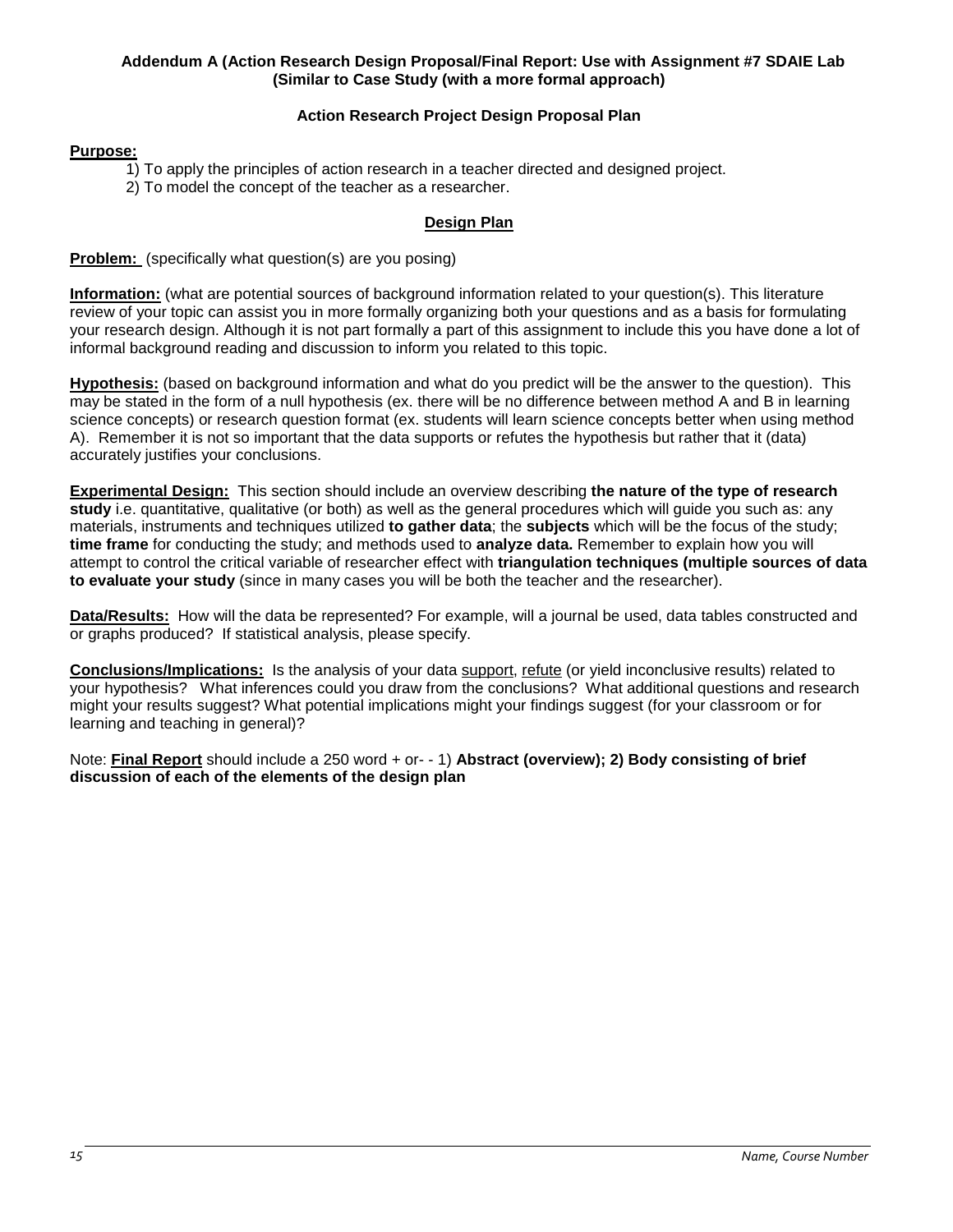**Addendum A (Action Research Design Proposal/Final Report: Use with Assignment #7 SDAIE Lab (Similar to Case Study (with a more formal approach)**

**Action Research Project Design Proposal Plan**

**Purpose:**

1) To apply the principles of action research in a teacher directed and designed project.
2) To model the concept of the teacher as a researcher.

**Design Plan**

**Problem:** (specifically what question(s) are you posing)

**Information:** (what are potential sources of background information related to your question(s). This literature review of your topic can assist you in more formally organizing both your questions and as a basis for formulating your research design. Although it is not part formally a part of this assignment to include this you have done a lot of informal background reading and discussion to inform you related to this topic.

**Hypothesis:** (based on background information and what do you predict will be the answer to the question). This may be stated in the form of a null hypothesis (ex. there will be no difference between method A and B in learning science concepts) or research question format (ex. students will learn science concepts better when using method A). Remember it is not so important that the data supports or refutes the hypothesis but rather that it (data) accurately justifies your conclusions.

**Experimental Design:** This section should include an overview describing **the nature of the type of research study** i.e. quantitative, qualitative (or both) as well as the general procedures which will guide you such as: any materials, instruments and techniques utilized **to gather data**; the **subjects** which will be the focus of the study; **time frame** for conducting the study; and methods used to **analyze data.** Remember to explain how you will attempt to control the critical variable of researcher effect with **triangulation techniques (multiple sources of data to evaluate your study** (since in many cases you will be both the teacher and the researcher).

**Data/Results:** How will the data be represented? For example, will a journal be used, data tables constructed and or graphs produced? If statistical analysis, please specify.

**Conclusions/Implications:** Is the analysis of your data support, refute (or yield inconclusive results) related to your hypothesis? What inferences could you draw from the conclusions? What additional questions and research might your results suggest? What potential implications might your findings suggest (for your classroom or for learning and teaching in general)?

Note: **Final Report** should include a 250 word + or- - 1) **Abstract (overview); 2) Body consisting of brief discussion of each of the elements of the design plan**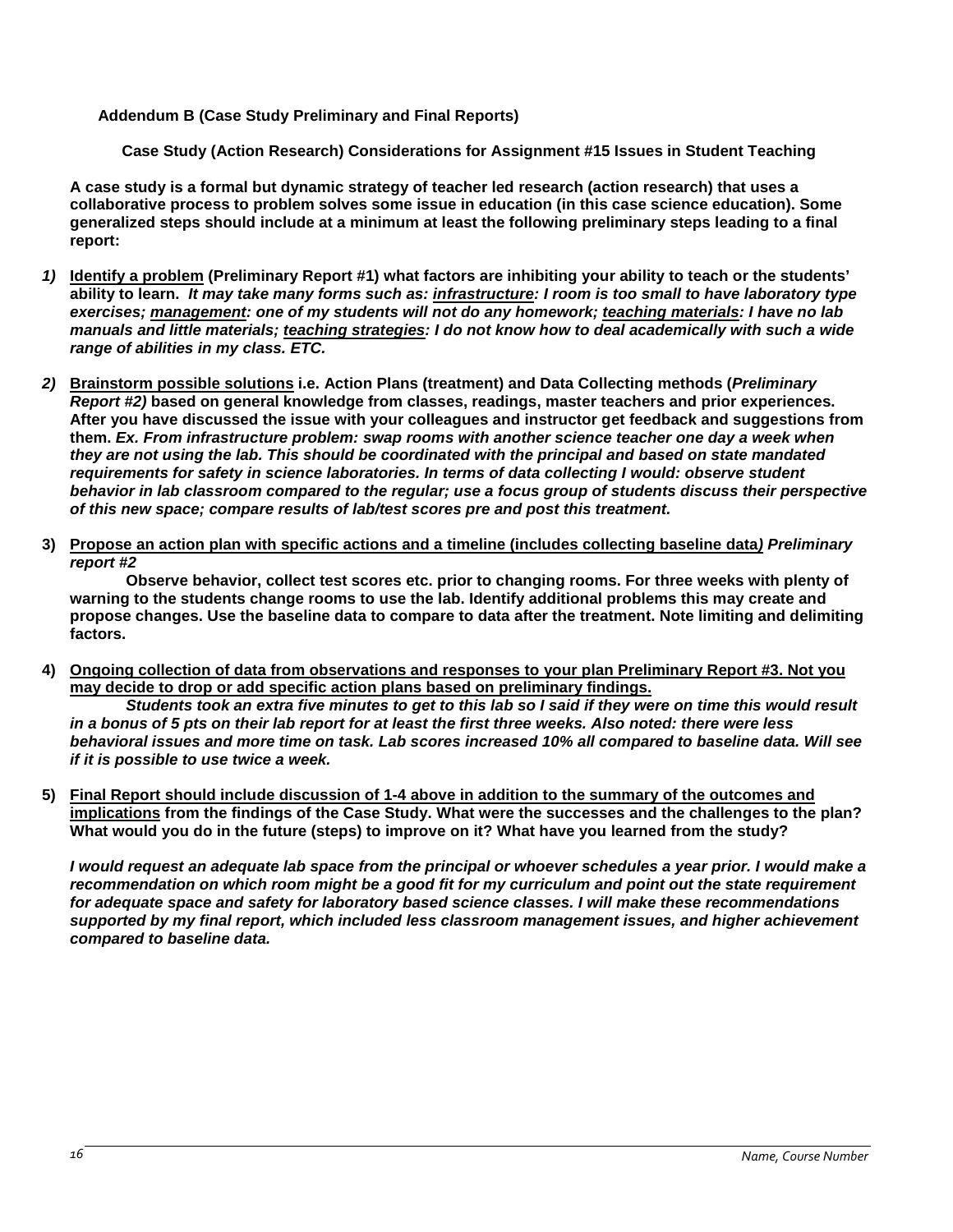**Addendum B (Case Study Preliminary and Final Reports)**

**Case Study (Action Research) Considerations for Assignment #15 Issues in Student Teaching**

**A case study is a formal but dynamic strategy of teacher led research (action research) that uses a collaborative process to problem solves some issue in education (in this case science education). Some generalized steps should include at a minimum at least the following preliminary steps leading to a final report:**

1) **Identify a problem (Preliminary Report #1) what factors are inhibiting your ability to teach or the students' ability to learn.** ***It may take many forms such as: infrastructure: I room is too small to have laboratory type exercises; management: one of my students will not do any homework; teaching materials: I have no lab manuals and little materials; teaching strategies: I do not know how to deal academically with such a wide range of abilities in my class. ETC.***

2) **Brainstorm possible solutions i.e. Action Plans (treatment) and Data Collecting methods (*Preliminary Report #2)* based on general knowledge from classes, readings, master teachers and prior experiences. After you have discussed the issue with your colleagues and instructor get feedback and suggestions from them.** ***Ex. From infrastructure problem: swap rooms with another science teacher one day a week when they are not using the lab. This should be coordinated with the principal and based on state mandated requirements for safety in science laboratories. In terms of data collecting I would: observe student behavior in lab classroom compared to the regular; use a focus group of students discuss their perspective of this new space; compare results of lab/test scores pre and post this treatment.***

3) **Propose an action plan with specific actions and a timeline (includes collecting baseline data*) Preliminary report #2***

   **Observe behavior, collect test scores etc. prior to changing rooms. For three weeks with plenty of warning to the students change rooms to use the lab. Identify additional problems this may create and propose changes. Use the baseline data to compare to data after the treatment. Note limiting and delimiting factors.**

4) **Ongoing collection of data from observations and responses to your plan Preliminary Report #3. Not you may decide to drop or add specific action plans based on preliminary findings.**

   ***Students took an extra five minutes to get to this lab so I said if they were on time this would result in a bonus of 5 pts on their lab report for at least the first three weeks. Also noted: there were less behavioral issues and more time on task. Lab scores increased 10% all compared to baseline data. Will see if it is possible to use twice a week.***

5) **Final Report should include discussion of 1-4 above in addition to the summary of the outcomes and implications from the findings of the Case Study. What were the successes and the challenges to the plan? What would you do in the future (steps) to improve on it? What have you learned from the study?**

   ***I would request an adequate lab space from the principal or whoever schedules a year prior. I would make a recommendation on which room might be a good fit for my curriculum and point out the state requirement for adequate space and safety for laboratory based science classes. I will make these recommendations supported by my final report, which included less classroom management issues, and higher achievement compared to baseline data.***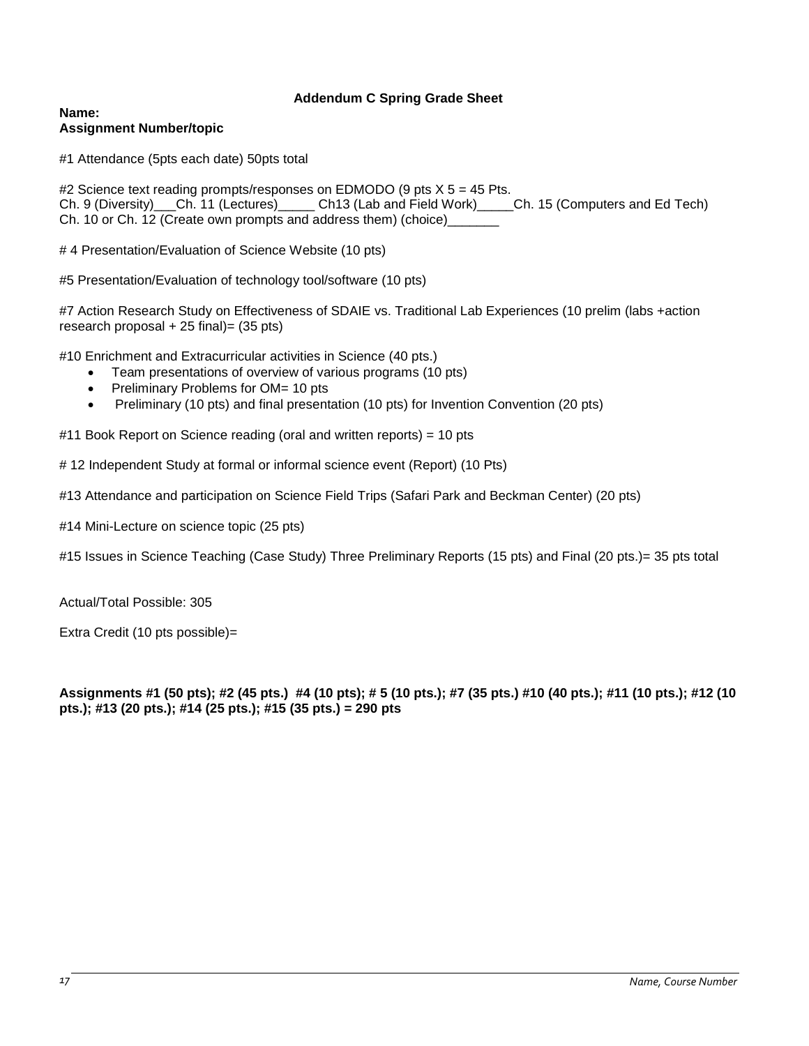### Addendum C Spring Grade Sheet

**Name:**
**Assignment Number/topic**

#1 Attendance (5pts each date) 50pts total

#2 Science text reading prompts/responses on EDMODO (9 pts X 5 = 45 Pts.
Ch. 9 (Diversity)___Ch. 11 (Lectures)_____ Ch13 (Lab and Field Work)_____Ch. 15 (Computers and Ed Tech)
Ch. 10 or Ch. 12 (Create own prompts and address them) (choice)_______

# 4 Presentation/Evaluation of Science Website (10 pts)

#5 Presentation/Evaluation of technology tool/software (10 pts)

#7 Action Research Study on Effectiveness of SDAIE vs. Traditional Lab Experiences (10 prelim (labs +action research proposal + 25 final)= (35 pts)

#10 Enrichment and Extracurricular activities in Science (40 pts.)

- Team presentations of overview of various programs (10 pts)
- Preliminary Problems for OM= 10 pts
- Preliminary (10 pts) and final presentation (10 pts) for Invention Convention (20 pts)

#11 Book Report on Science reading (oral and written reports) = 10 pts

# 12 Independent Study at formal or informal science event (Report) (10 Pts)

#13 Attendance and participation on Science Field Trips (Safari Park and Beckman Center) (20 pts)

#14 Mini-Lecture on science topic (25 pts)

#15 Issues in Science Teaching (Case Study) Three Preliminary Reports (15 pts) and Final (20 pts.)= 35 pts total

Actual/Total Possible: 305

Extra Credit (10 pts possible)=

**Assignments #1 (50 pts); #2 (45 pts.) #4 (10 pts); # 5 (10 pts.); #7 (35 pts.) #10 (40 pts.); #11 (10 pts.); #12 (10 pts.); #13 (20 pts.); #14 (25 pts.); #15 (35 pts.) = 290 pts**